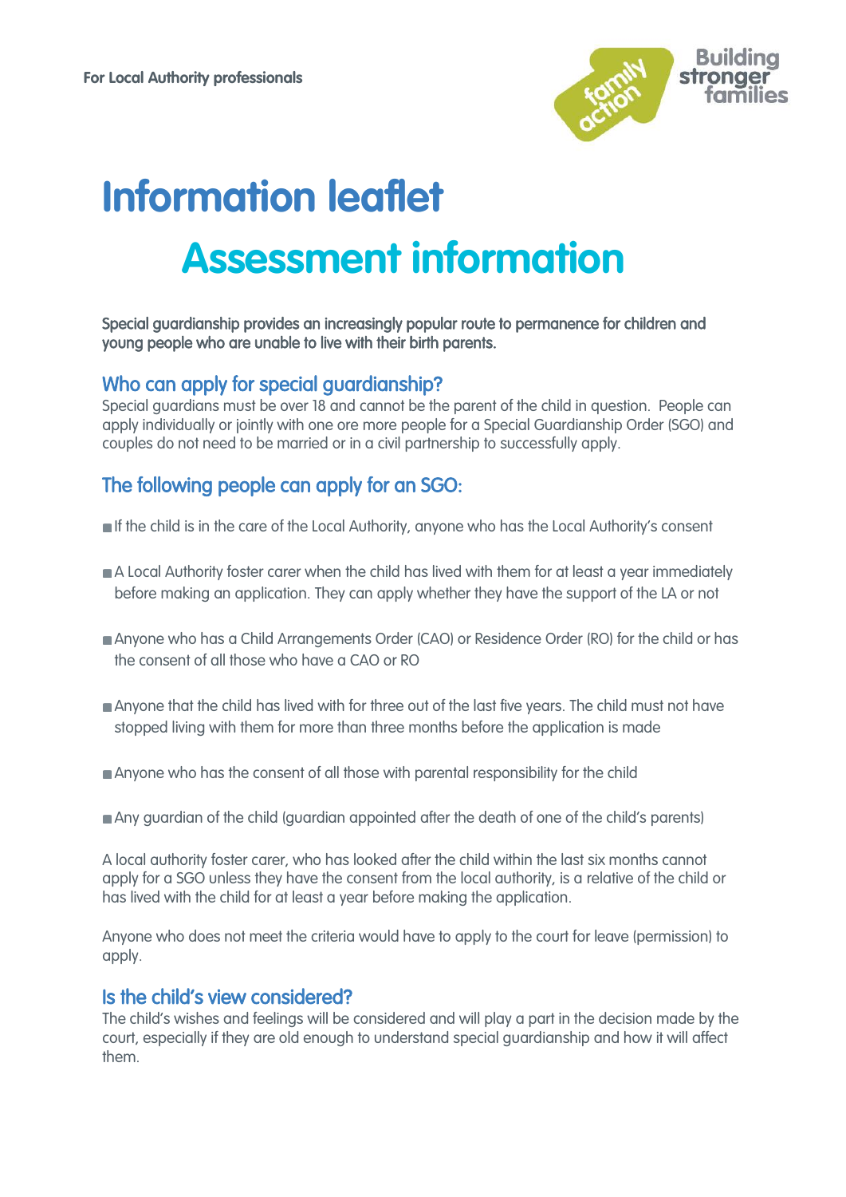For Local Authority professionals

# Information leaflet

## Assessment information

**Special guardianship provides an increasingly popular route to permanence for children and young people who are unable to live with their birth parents.**

### Who can apply for special guardianship?

Special guardians must be over 18 and cannot be the parent of the child in question. People can apply individually or jointly with one ore more people for a Special Guardianship Order (SGO) and couples do not need to be married or in a civil partnership to successfully apply.

### The following people can apply for an SGO:

- If the child is in the care of the Local Authority, anyone who has the Local Authority's consent
- A Local Authority foster carer when the child has lived with them for at least a year immediately before making an application. They can apply whether they have the support of the LA or not
- Anyone who has a Child Arrangements Order (CAO) or Residence Order (RO) for the child or has the consent of all those who have a CAO or RO
- Anyone that the child has lived with for three out of the last five years. The child must not have stopped living with them for more than three months before the application is made
- Anyone who has the consent of all those with parental responsibility for the child
- Any guardian of the child (guardian appointed after the death of one of the child's parents)

A local authority foster carer, who has looked after the child within the last six months cannot apply for a SGO unless they have the consent from the local authority, is a relative of the child or has lived with the child for at least a year before making the application.

Anyone who does not meet the criteria would have to apply to the court for leave (permission) to apply.

### Is the child's view considered?

The child's wishes and feelings will be considered and will play a part in the decision made by the court, especially if they are old enough to understand special guardianship and how it will affect them.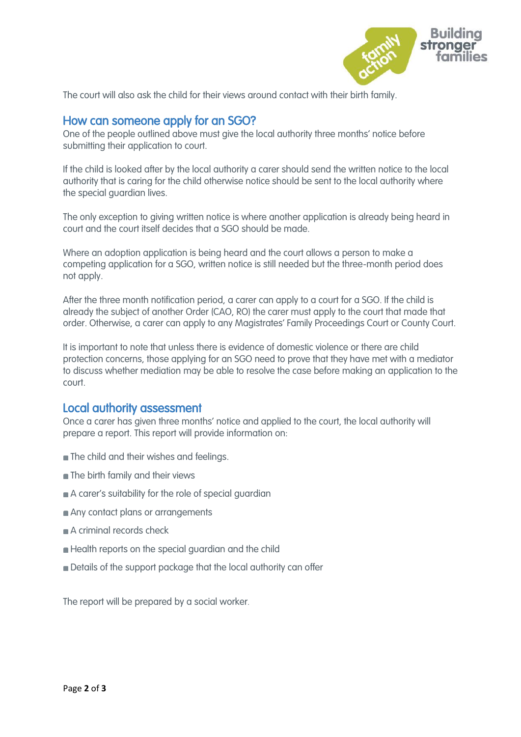The court will also ask the child for their views around contact with their birth family.

## How can someone apply for an SGO?

One of the people outlined above must give the local authority three months' notice before submitting their application to court.

If the child is looked after by the local authority a carer should send the written notice to the local authority that is caring for the child otherwise notice should be sent to the local authority where the special guardian lives.

The only exception to giving written notice is where another application is already being heard in court and the court itself decides that a SGO should be made.

Where an adoption application is being heard and the court allows a person to make a competing application for a SGO, written notice is still needed but the three-month period does not apply.

After the three month notification period, a carer can apply to a court for a SGO. If the child is already the subject of another Order (CAO, RO) the carer must apply to the court that made that order. Otherwise, a carer can apply to any Magistrates' Family Proceedings Court or County Court.

It is important to note that unless there is evidence of domestic violence or there are child protection concerns, those applying for an SGO need to prove that they have met with a mediator to discuss whether mediation may be able to resolve the case before making an application to the court.

## Local authority assessment

Once a carer has given three months' notice and applied to the court, the local authority will prepare a report. This report will provide information on:

- The child and their wishes and feelings.
- The birth family and their views
- A carer's suitability for the role of special guardian
- Any contact plans or arrangements
- A criminal records check
- Health reports on the special guardian and the child
- Details of the support package that the local authority can offer

The report will be prepared by a social worker.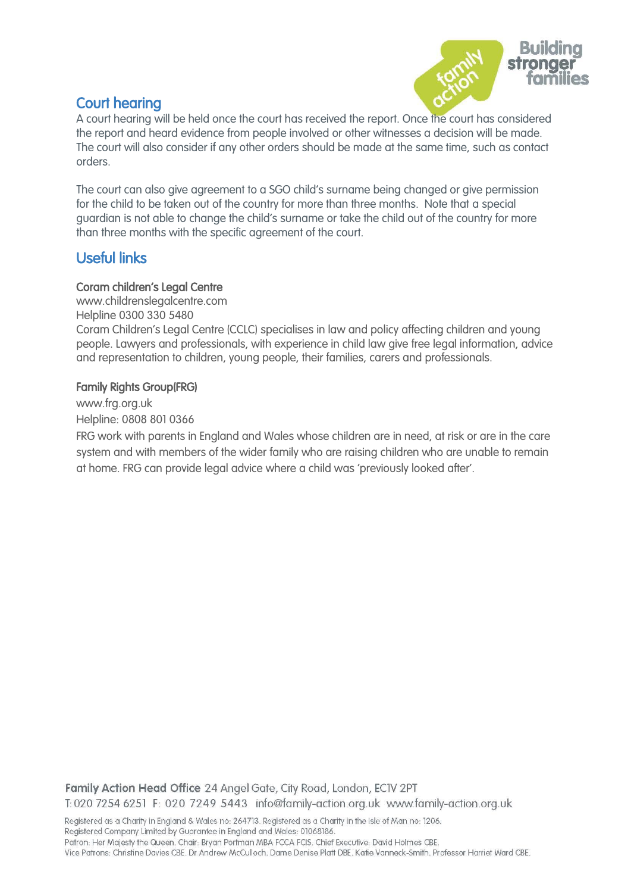## Court hearing

A court hearing will be held once the court has received the report. Once the court has considered the report and heard evidence from people involved or other witnesses a decision will be made. The court will also consider if any other orders should be made at the same time, such as contact orders.

The court can also give agreement to a SGO child's surname being changed or give permission for the child to be taken out of the country for more than three months. Note that a special guardian is not able to change the child's surname or take the child out of the country for more than three months with the specific agreement of the court.

## Useful links

### Coram children's Legal Centre

www.childrenslegalcentre.com
Helpline 0300 330 5480
Coram Children's Legal Centre (CCLC) specialises in law and policy affecting children and young people. Lawyers and professionals, with experience in child law give free legal information, advice and representation to children, young people, their families, carers and professionals.

### Family Rights Group(FRG)

www.frg.org.uk
Helpline: 0808 801 0366
FRG work with parents in England and Wales whose children are in need, at risk or are in the care system and with members of the wider family who are raising children who are unable to remain at home. FRG can provide legal advice where a child was 'previously looked after'.

**Family Action Head Office** 24 Angel Gate, City Road, London, EC1V 2PT
T: 020 7254 6251 F: 020 7249 5443 info@family-action.org.uk www.family-action.org.uk

Registered as a Charity in England & Wales no: 264713. Registered as a Charity in the Isle of Man no: 1206.
Registered Company Limited by Guarantee in England and Wales: 01068186.
Patron: Her Majesty the Queen. Chair: Bryan Portman MBA FCCA FCIS. Chief Executive: David Holmes CBE.
Vice Patrons: Christine Davies CBE. Dr Andrew McCulloch. Dame Denise Platt DBE. Katie Vanneck-Smith. Professor Harriet Ward CBE.